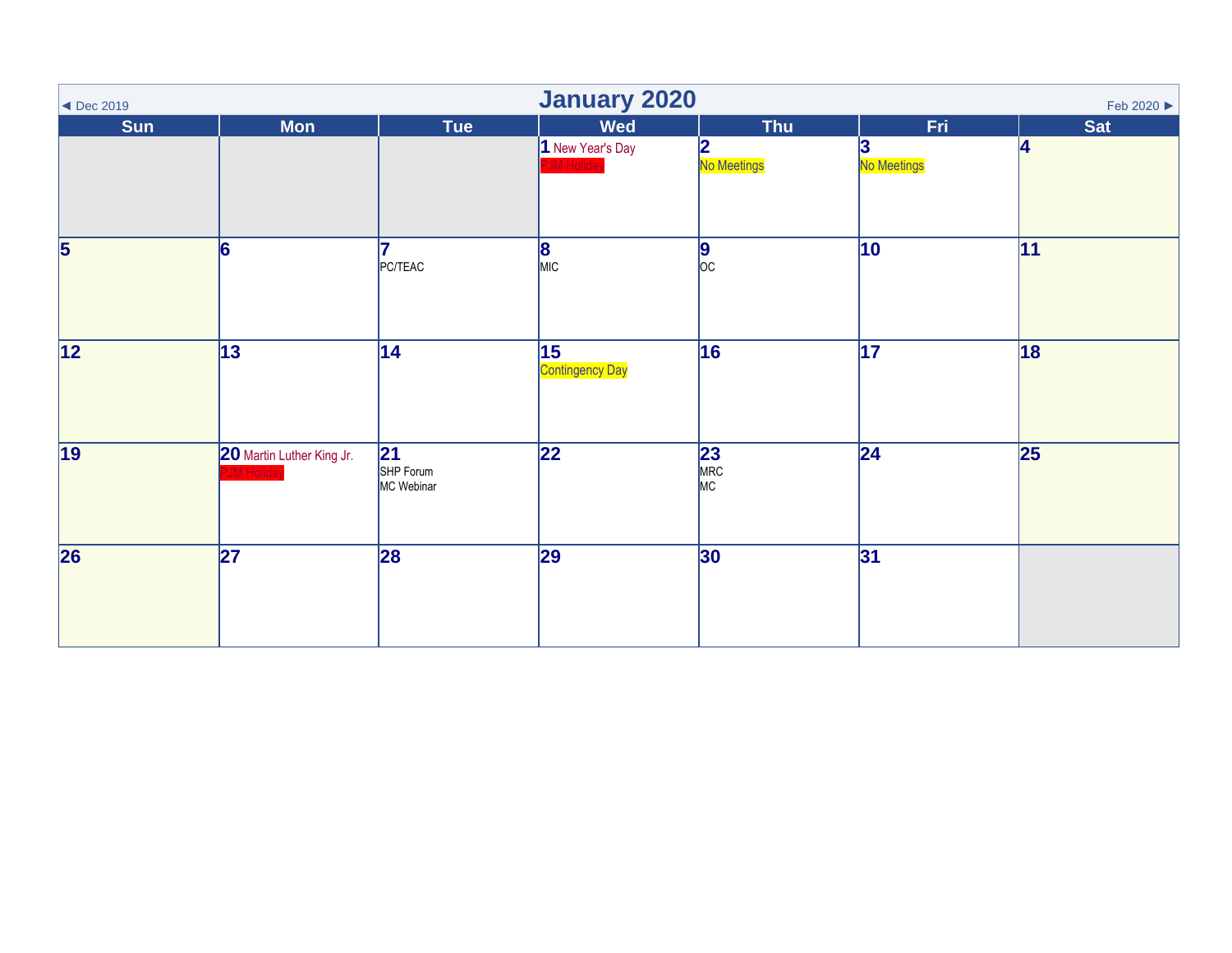# January 2020

◄ Dec 2019 | Feb 2020 ►

| Sun | Mon | Tue | Wed | Thu | Fri | Sat |
|---|---|---|---|---|---|---|
| | | | 1 New Year's Day<br>PJM Holiday | 2<br>No Meetings | 3<br>No Meetings | 4 |
| 5 | 6 | 7<br>PC/TEAC | 8<br>MIC | 9<br>OC | 10 | 11 |
| 12 | 13 | 14 | 15<br>Contingency Day | 16 | 17 | 18 |
| 19 | 20 Martin Luther King Jr.<br>PJM Holiday | 21<br>SHP Forum<br>MC Webinar | 22 | 23<br>MRC<br>MC | 24 | 25 |
| 26 | 27 | 28 | 29 | 30 | 31 | |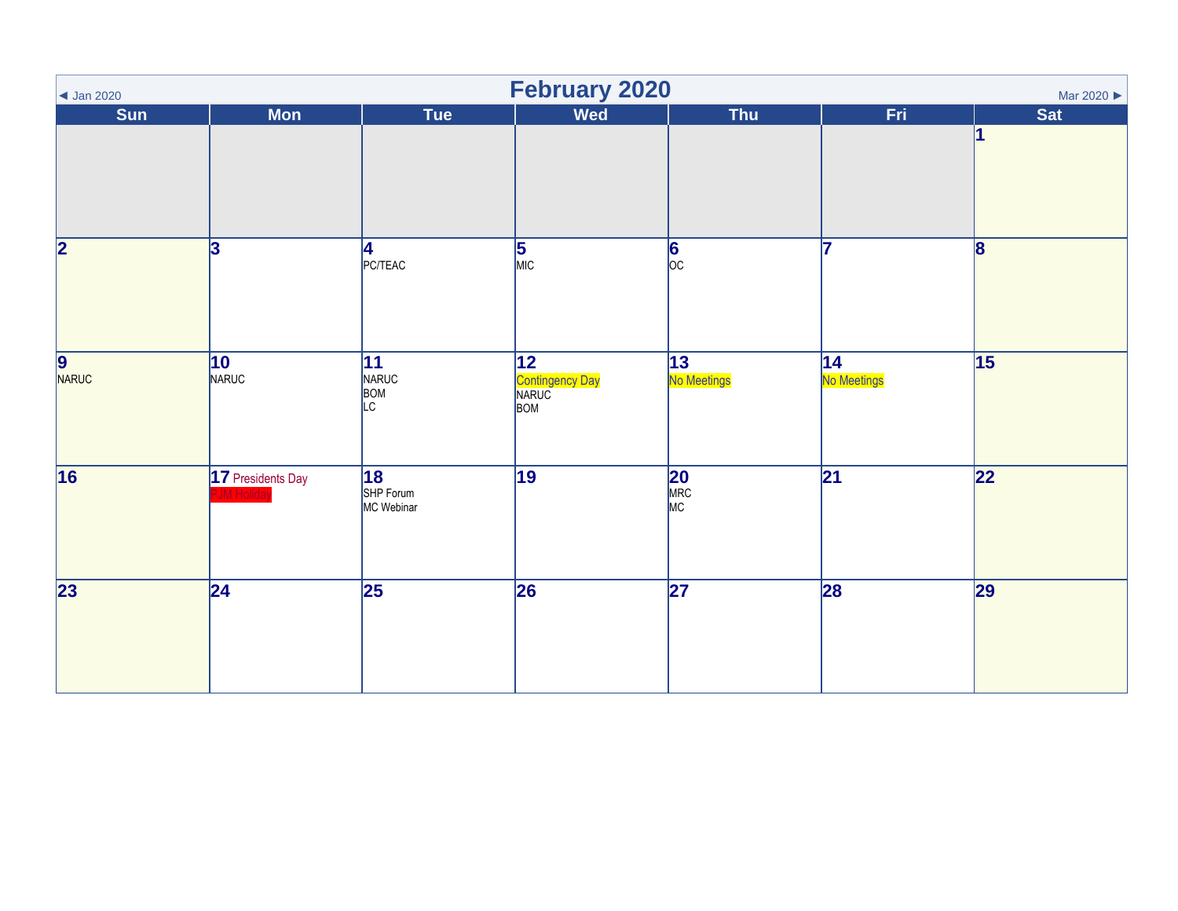# February 2020

◄ Jan 2020 | Mar 2020 ►

| Sun | Mon | Tue | Wed | Thu | Fri | Sat |
| --- | --- | --- | --- | --- | --- | --- |
| | | | | | | 1 |
| 2 | 3 | 4<br>PC/TEAC | 5<br>MIC | 6<br>OC | 7 | 8 |
| 9<br>NARUC | 10<br>NARUC | 11<br>NARUC<br>BOM<br>LC | 12<br>Contingency Day<br>NARUC<br>BOM | 13<br>No Meetings | 14<br>No Meetings | 15 |
| 16 | 17 Presidents Day<br>PJM Holiday | 18<br>SHP Forum<br>MC Webinar | 19 | 20<br>MRC<br>MC | 21 | 22 |
| 23 | 24 | 25 | 26 | 27 | 28 | 29 |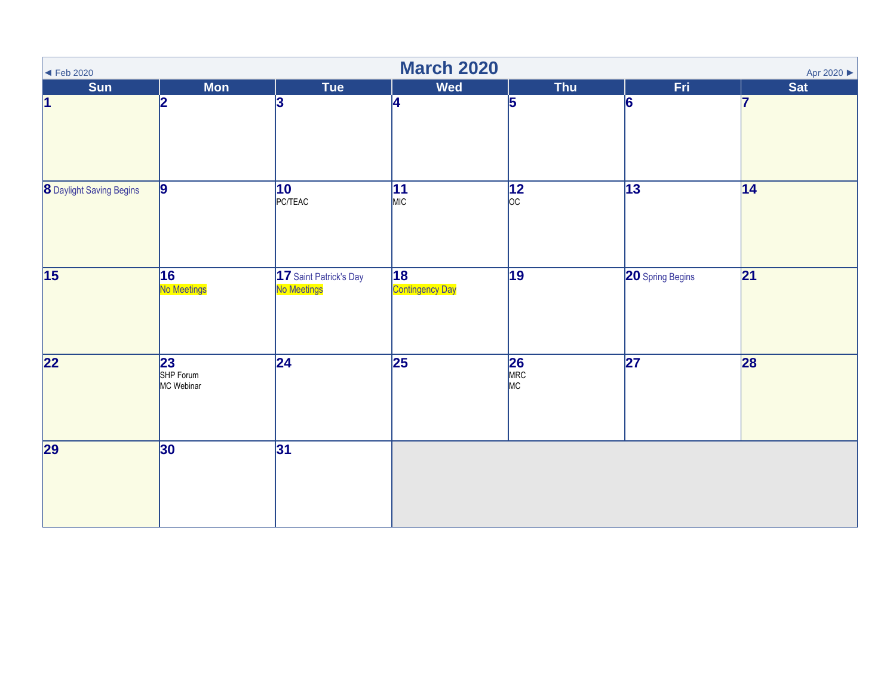# March 2020

◄ Feb 2020 | Apr 2020 ►

| Sun | Mon | Tue | Wed | Thu | Fri | Sat |
|---|---|---|---|---|---|---|
| 1 | 2 | 3 | 4 | 5 | 6 | 7 |
| 8 Daylight Saving Begins | 9 | 10 PC/TEAC | 11 MIC | 12 OC | 13 | 14 |
| 15 | 16 No Meetings | 17 Saint Patrick's Day No Meetings | 18 Contingency Day | 19 | 20 Spring Begins | 21 |
| 22 | 23 SHP Forum MC Webinar | 24 | 25 | 26 MRC MC | 27 | 28 |
| 29 | 30 | 31 | | | | |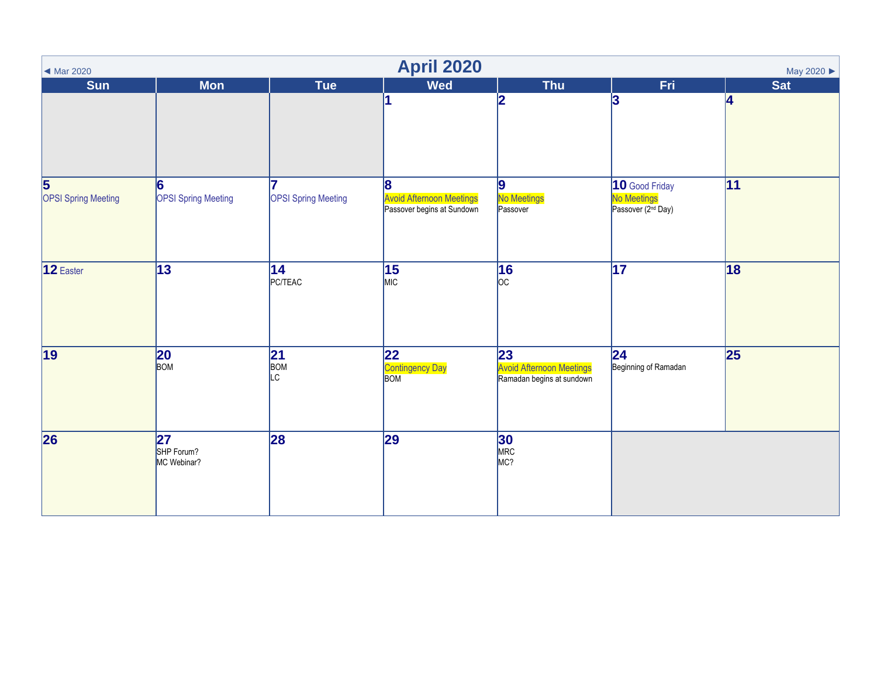◄ Mar 2020

# April 2020

May 2020 ►

| Sun | Mon | Tue | Wed | Thu | Fri | Sat |
|---|---|---|---|---|---|---|
| | | | 1 | 2 | 3 | 4 |
| 5<br>OPSI Spring Meeting | 6<br>OPSI Spring Meeting | 7<br>OPSI Spring Meeting | 8<br>Avoid Afternoon Meetings<br>Passover begins at Sundown | 9<br>No Meetings<br>Passover | 10 Good Friday<br>No Meetings<br>Passover (2nd Day) | 11 |
| 12 Easter | 13 | 14<br>PC/TEAC | 15<br>MIC | 16<br>OC | 17 | 18 |
| 19 | 20<br>BOM | 21<br>BOM<br>LC | 22<br>Contingency Day<br>BOM | 23<br>Avoid Afternoon Meetings<br>Ramadan begins at sundown | 24<br>Beginning of Ramadan | 25 |
| 26 | 27<br>SHP Forum?<br>MC Webinar? | 28 | 29 | 30<br>MRC<br>MC? | | |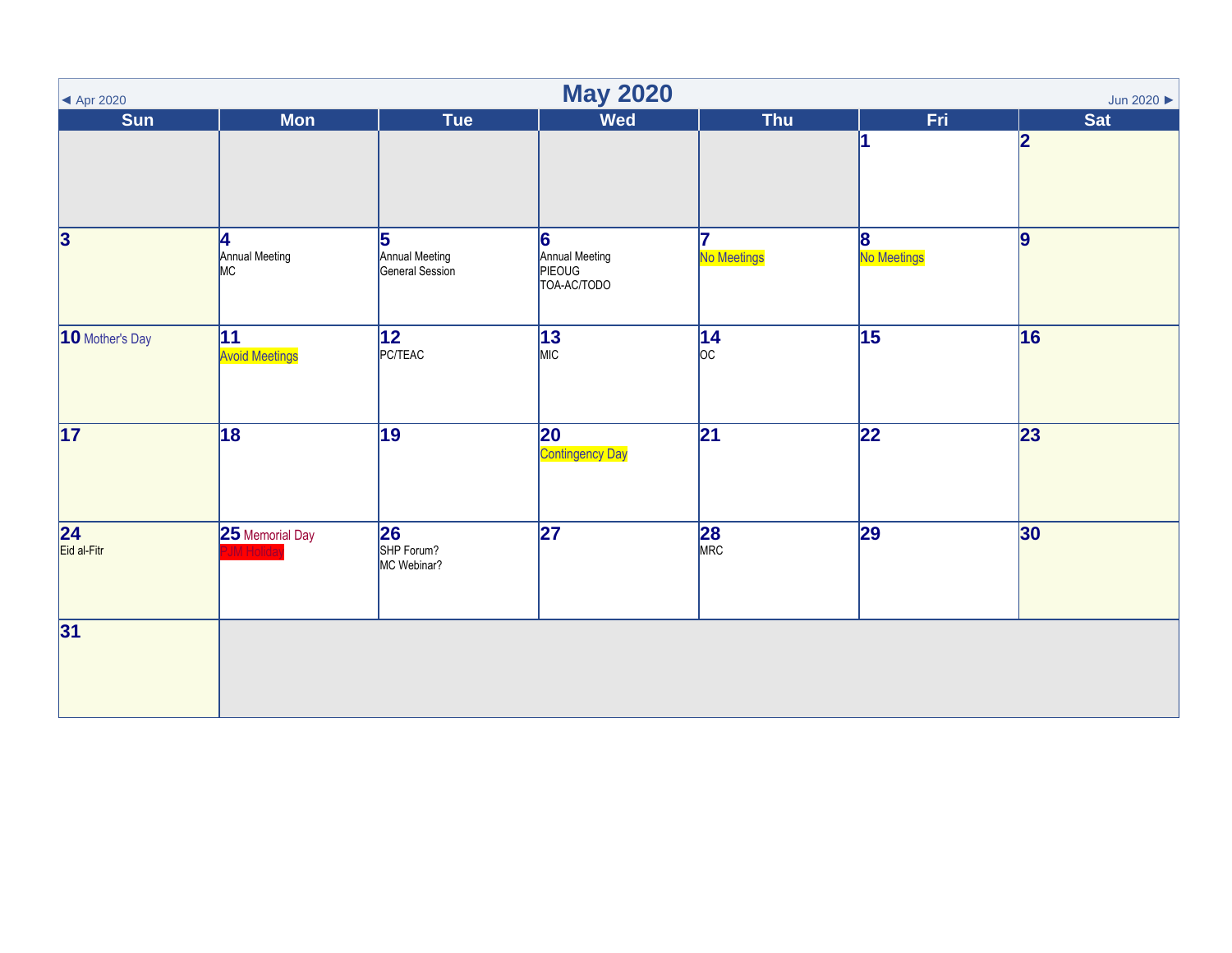# May 2020

◄ Apr 2020 | Jun 2020 ►

| Sun | Mon | Tue | Wed | Thu | Fri | Sat |
|---|---|---|---|---|---|---|
| | | | | | 1 | 2 |
| 3 | 4 Annual Meeting MC | 5 Annual Meeting General Session | 6 Annual Meeting PIEOUG TOA-AC/TODO | 7 No Meetings | 8 No Meetings | 9 |
| 10 Mother's Day | 11 Avoid Meetings | 12 PC/TEAC | 13 MIC | 14 OC | 15 | 16 |
| 17 | 18 | 19 | 20 Contingency Day | 21 | 22 | 23 |
| 24 Eid al-Fitr | 25 Memorial Day PJM Holiday | 26 SHP Forum? MC Webinar? | 27 | 28 MRC | 29 | 30 |
| 31 | | | | | | |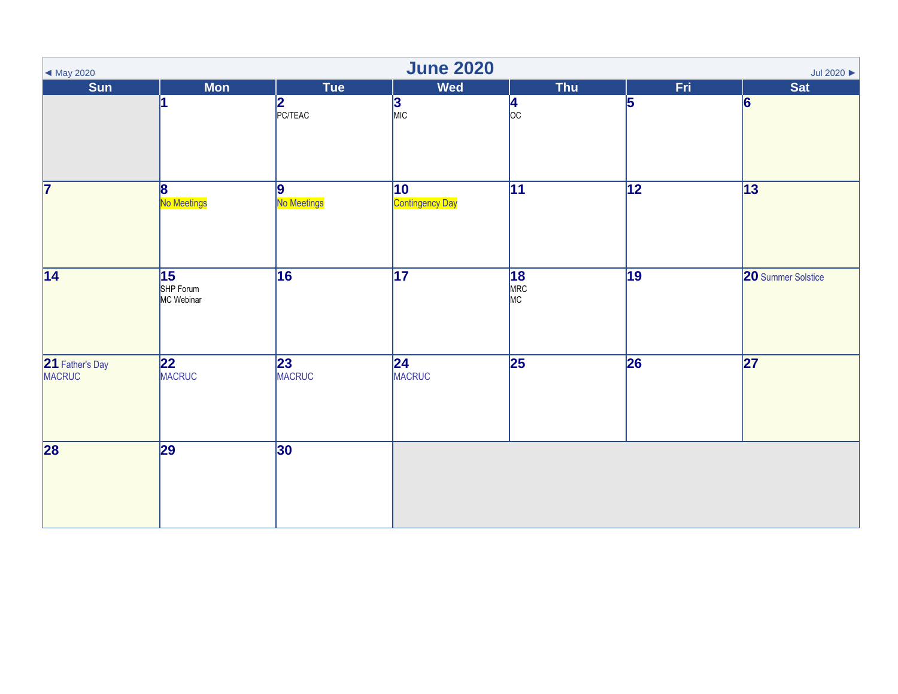◄ May 2020

# June 2020

Jul 2020 ►

| Sun | Mon | Tue | Wed | Thu | Fri | Sat |
| --- | --- | --- | --- | --- | --- | --- |
| | 1 | 2 PC/TEAC | 3 MIC | 4 OC | 5 | 6 |
| 7 | 8 No Meetings | 9 No Meetings | 10 Contingency Day | 11 | 12 | 13 |
| 14 | 15 SHP Forum MC Webinar | 16 | 17 | 18 MRC MC | 19 | 20 Summer Solstice |
| 21 Father's Day MACRUC | 22 MACRUC | 23 MACRUC | 24 MACRUC | 25 | 26 | 27 |
| 28 | 29 | 30 | | | | |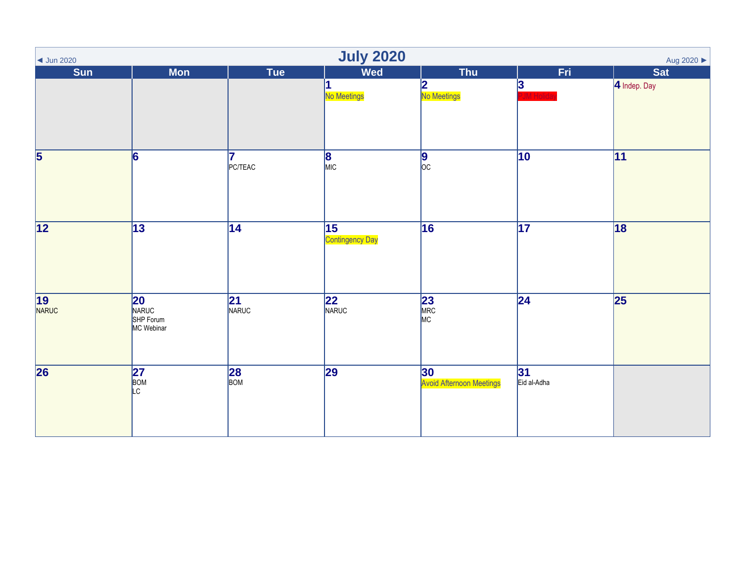◄ Jun 2020

# July 2020

Aug 2020 ►

| Sun | Mon | Tue | Wed | Thu | Fri | Sat |
|---|---|---|---|---|---|---|
| | | | 1 No Meetings | 2 No Meetings | 3 PJM Holiday | 4 Indep. Day |
| 5 | 6 | 7 PC/TEAC | 8 MIC | 9 OC | 10 | 11 |
| 12 | 13 | 14 | 15 Contingency Day | 16 | 17 | 18 |
| 19 NARUC | 20 NARUC SHP Forum MC Webinar | 21 NARUC | 22 NARUC | 23 MRC MC | 24 | 25 |
| 26 | 27 BOM LC | 28 BOM | 29 | 30 Avoid Afternoon Meetings | 31 Eid al-Adha | |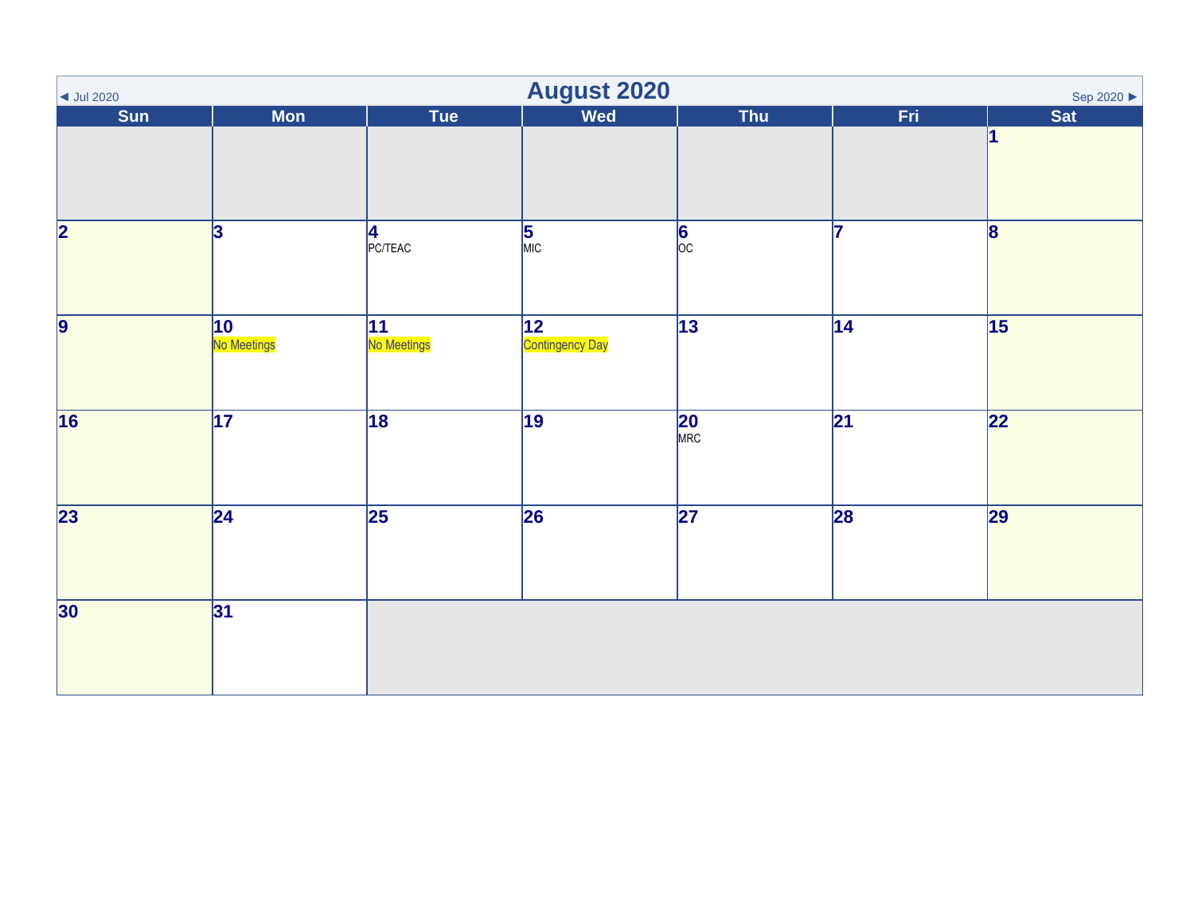◄ Jul 2020

# August 2020

Sep 2020 ►

| Sun | Mon | Tue | Wed | Thu | Fri | Sat |
|---|---|---|---|---|---|---|
| | | | | | | 1 |
| 2 | 3 | 4 PC/TEAC | 5 MIC | 6 OC | 7 | 8 |
| 9 | 10 No Meetings | 11 No Meetings | 12 Contingency Day | 13 | 14 | 15 |
| 16 | 17 | 18 | 19 | 20 MRC | 21 | 22 |
| 23 | 24 | 25 | 26 | 27 | 28 | 29 |
| 30 | 31 | | | | | |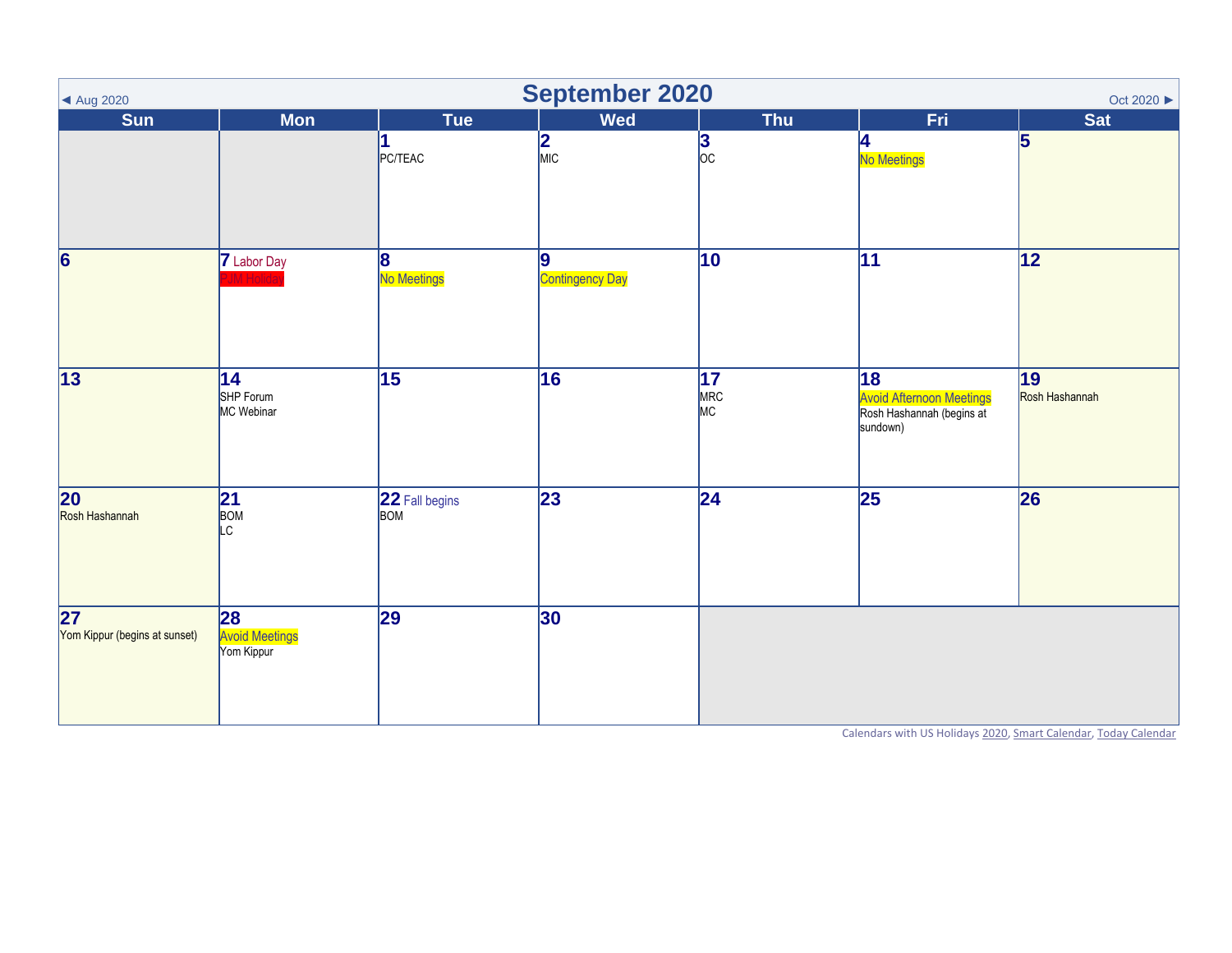◄ Aug 2020

# September 2020

Oct 2020 ►

| Sun | Mon | Tue | Wed | Thu | Fri | Sat |
|---|---|---|---|---|---|---|
| | | **1** PC/TEAC | **2** MIC | **3** OC | **4** No Meetings | **5** |
| **6** | **7** Labor Day PJM Holiday | **8** No Meetings | **9** Contingency Day | **10** | **11** | **12** |
| **13** | **14** SHP Forum MC Webinar | **15** | **16** | **17** MRC MC | **18** Avoid Afternoon Meetings Rosh Hashannah (begins at sundown) | **19** Rosh Hashannah |
| **20** Rosh Hashannah | **21** BOM LC | **22** Fall begins BOM | **23** | **24** | **25** | **26** |
| **27** Yom Kippur (begins at sunset) | **28** Avoid Meetings Yom Kippur | **29** | **30** | | | |

Calendars with US Holidays 2020, Smart Calendar, Today Calendar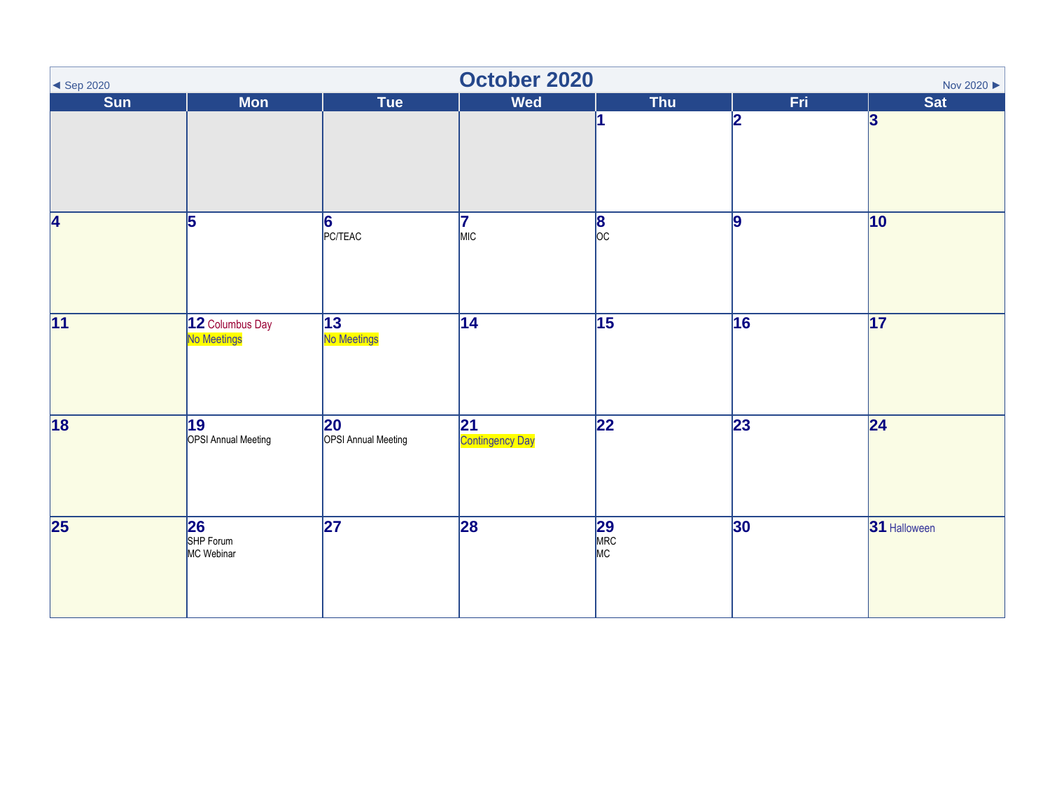# October 2020

◄ Sep 2020 | Nov 2020 ►

| Sun | Mon | Tue | Wed | Thu | Fri | Sat |
| --- | --- | --- | --- | --- | --- | --- |
| | | | | 1 | 2 | 3 |
| 4 | 5 | 6 PC/TEAC | 7 MIC | 8 OC | 9 | 10 |
| 11 | 12 Columbus Day No Meetings | 13 No Meetings | 14 | 15 | 16 | 17 |
| 18 | 19 OPSI Annual Meeting | 20 OPSI Annual Meeting | 21 Contingency Day | 22 | 23 | 24 |
| 25 | 26 SHP Forum MC Webinar | 27 | 28 | 29 MRC MC | 30 | 31 Halloween |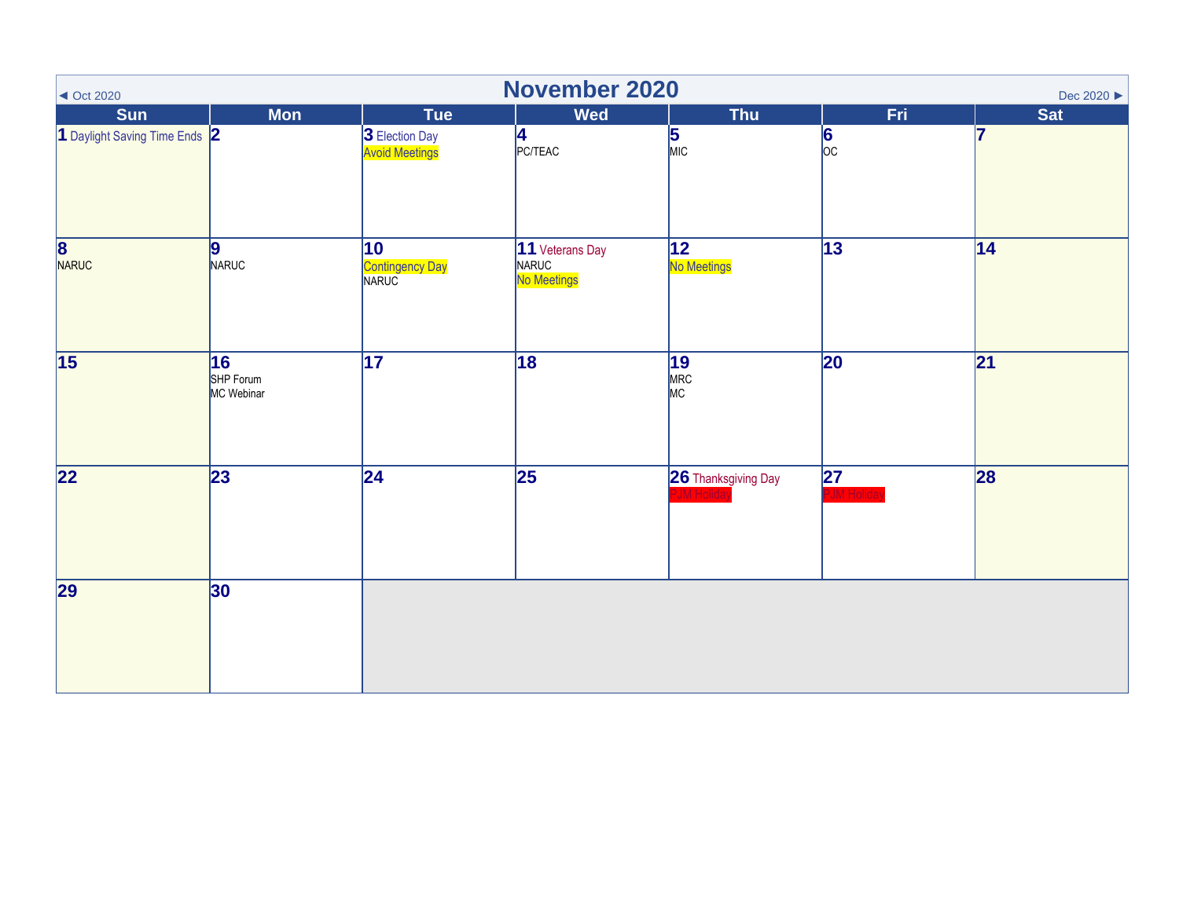◄ Oct 2020

# November 2020

Dec 2020 ►

| Sun | Mon | Tue | Wed | Thu | Fri | Sat |
|---|---|---|---|---|---|---|
| **1** Daylight Saving Time Ends | **2** | **3** Election Day<br>Avoid Meetings | **4**<br>PC/TEAC | **5**<br>MIC | **6**<br>OC | **7** |
| **8**<br>NARUC | **9**<br>NARUC | **10**<br>Contingency Day<br>NARUC | **11** Veterans Day<br>NARUC<br>No Meetings | **12**<br>No Meetings | **13** | **14** |
| **15** | **16**<br>SHP Forum<br>MC Webinar | **17** | **18** | **19**<br>MRC<br>MC | **20** | **21** |
| **22** | **23** | **24** | **25** | **26** Thanksgiving Day<br>PJM Holiday | **27**<br>PJM Holiday | **28** |
| **29** | **30** | | | | | |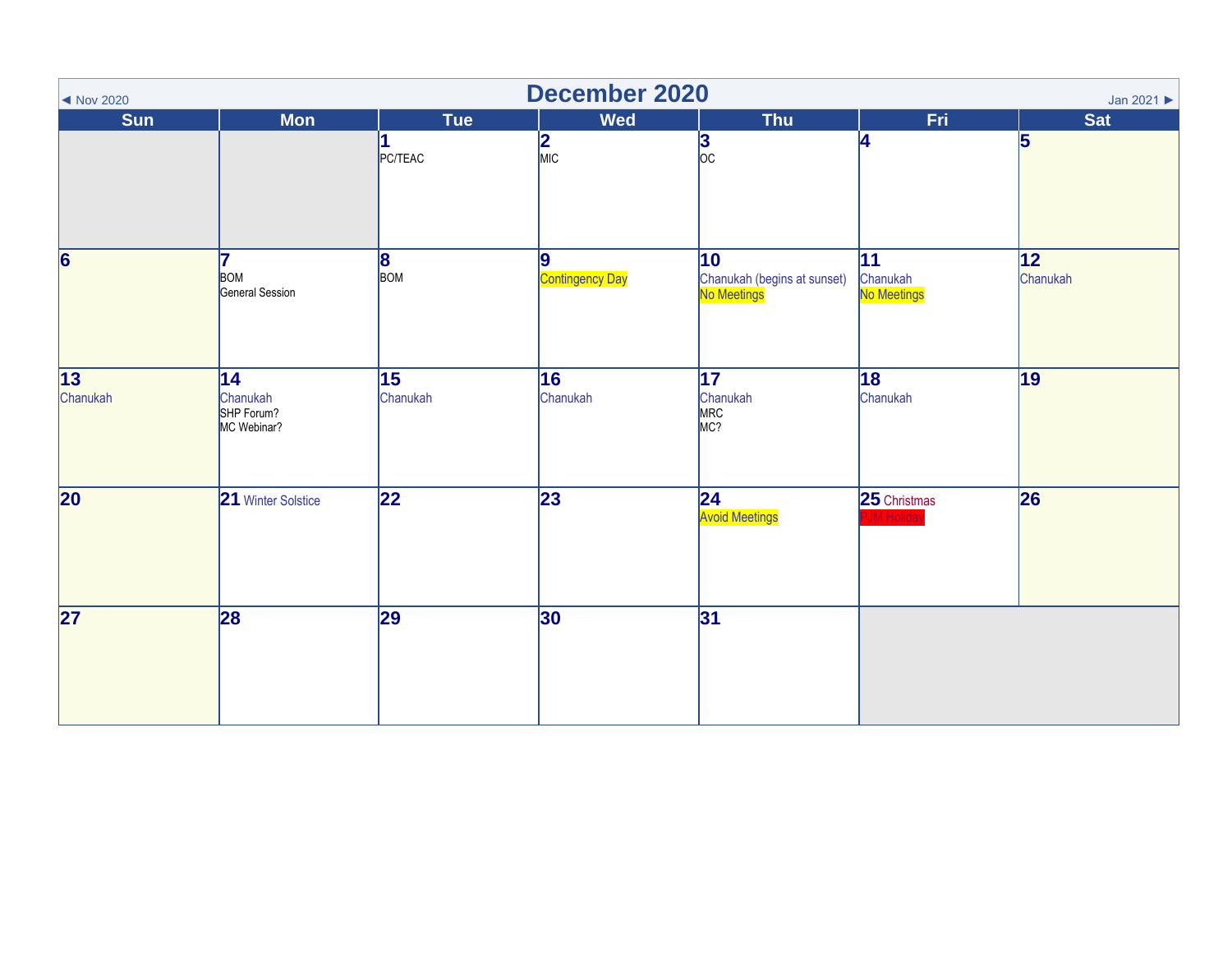# December 2020

◄ Nov 2020 | Jan 2021 ►

| Sun | Mon | Tue | Wed | Thu | Fri | Sat |
|---|---|---|---|---|---|---|
| | | 1 PC/TEAC | 2 MIC | 3 OC | 4 | 5 |
| 6 | 7 BOM General Session | 8 BOM | 9 Contingency Day | 10 Chanukah (begins at sunset) No Meetings | 11 Chanukah No Meetings | 12 Chanukah |
| 13 Chanukah | 14 Chanukah SHP Forum? MC Webinar? | 15 Chanukah | 16 Chanukah | 17 Chanukah MRC MC? | 18 Chanukah | 19 |
| 20 | 21 Winter Solstice | 22 | 23 | 24 Avoid Meetings | 25 Christmas PJM Holiday | 26 |
| 27 | 28 | 29 | 30 | 31 | | |